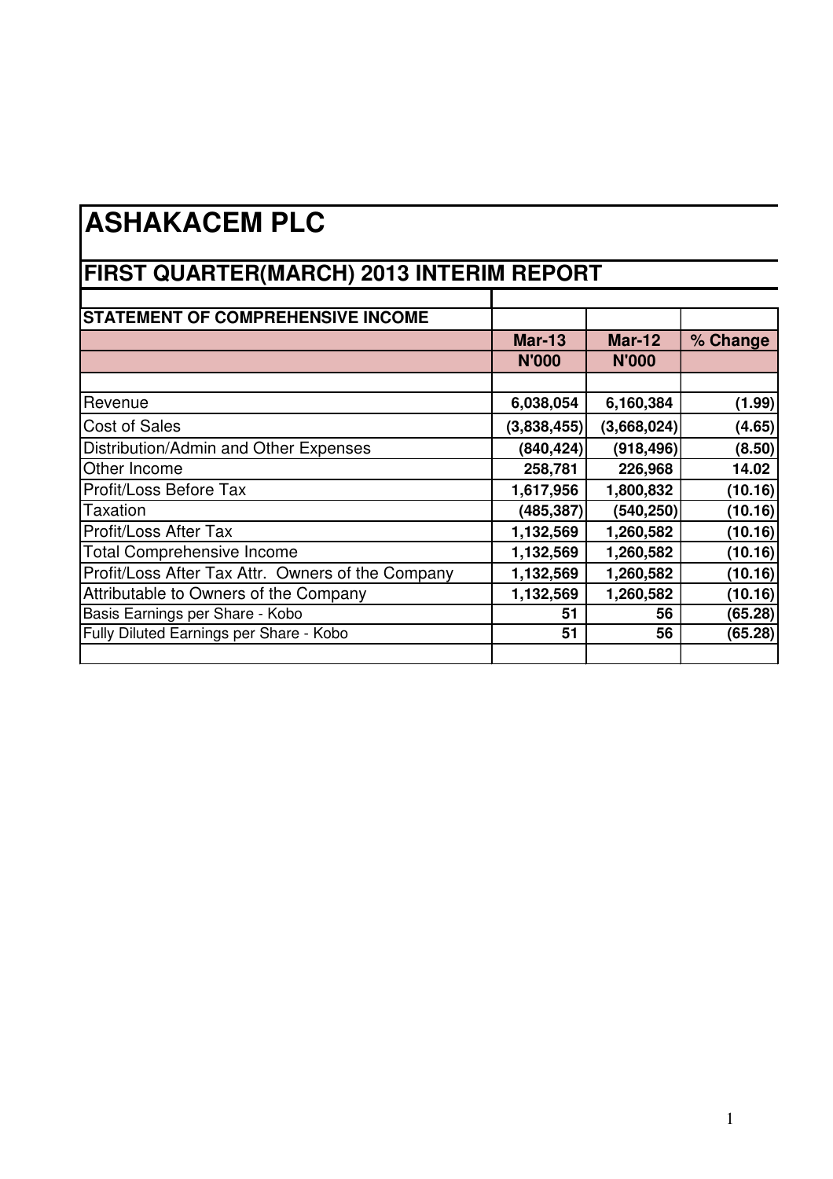# ASHAKACEM PLC

## FIRST QUARTER(MARCH) 2013 INTERIM REPORT

| STATEMENT OF COMPREHENSIVE INCOME | | | |
|---|---|---|---|
| | **Mar-13** | **Mar-12** | **% Change** |
| | **N'000** | **N'000** | |
| Revenue | **6,038,054** | **6,160,384** | **(1.99)** |
| Cost of Sales | **(3,838,455)** | **(3,668,024)** | **(4.65)** |
| Distribution/Admin and Other Expenses | **(840,424)** | **(918,496)** | **(8.50)** |
| Other Income | **258,781** | **226,968** | **14.02** |
| Profit/Loss Before Tax | **1,617,956** | **1,800,832** | **(10.16)** |
| Taxation | **(485,387)** | **(540,250)** | **(10.16)** |
| Profit/Loss After Tax | **1,132,569** | **1,260,582** | **(10.16)** |
| Total Comprehensive Income | **1,132,569** | **1,260,582** | **(10.16)** |
| Profit/Loss After Tax Attr. Owners of the Company | **1,132,569** | **1,260,582** | **(10.16)** |
| Attributable to Owners of the Company | **1,132,569** | **1,260,582** | **(10.16)** |
| Basis Earnings per Share - Kobo | **51** | **56** | **(65.28)** |
| Fully Diluted Earnings per Share - Kobo | **51** | **56** | **(65.28)** |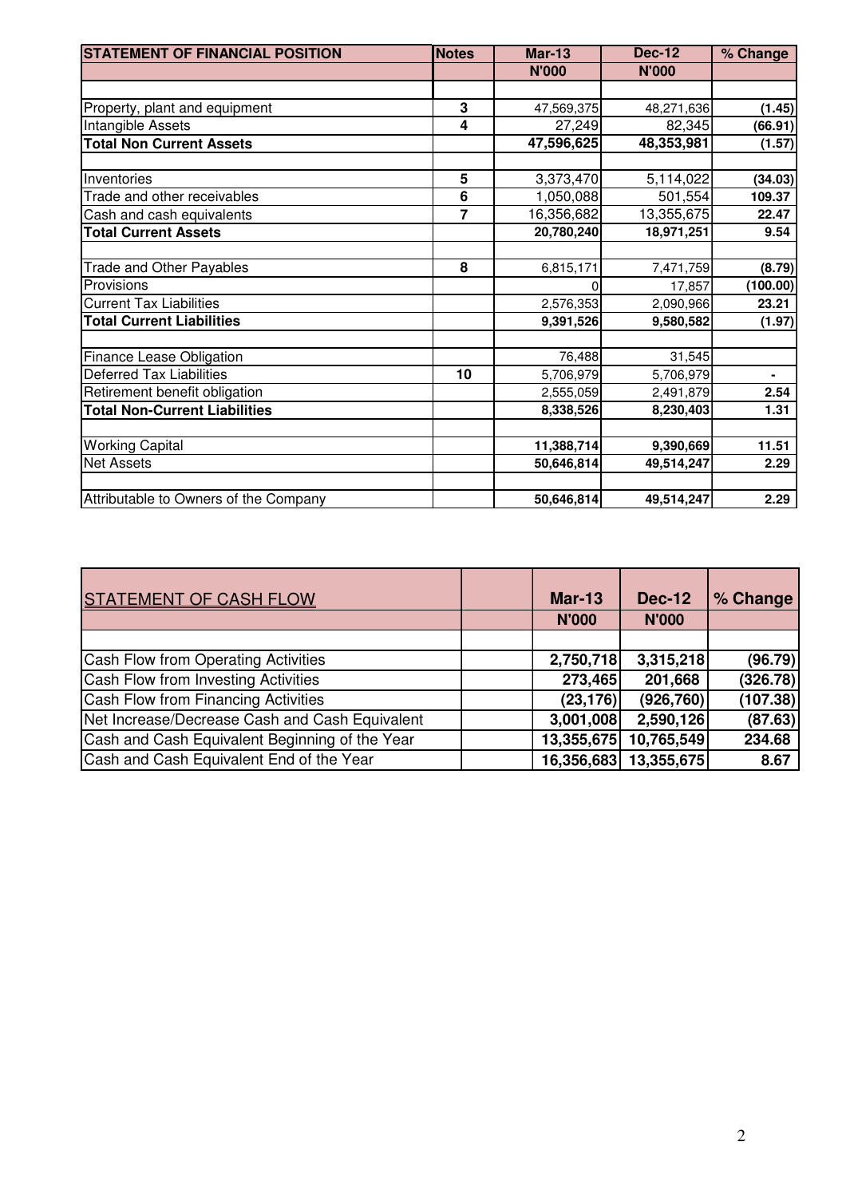| STATEMENT OF FINANCIAL POSITION | Notes | Mar-13 | Dec-12 | % Change |
|---|---|---|---|---|
| | | N'000 | N'000 | |
| | | | | |
| Property, plant and equipment | 3 | 47,569,375 | 48,271,636 | (1.45) |
| Intangible Assets | 4 | 27,249 | 82,345 | (66.91) |
| **Total Non Current Assets** | | **47,596,625** | **48,353,981** | **(1.57)** |
| | | | | |
| Inventories | 5 | 3,373,470 | 5,114,022 | (34.03) |
| Trade and other receivables | 6 | 1,050,088 | 501,554 | 109.37 |
| Cash and cash equivalents | 7 | 16,356,682 | 13,355,675 | 22.47 |
| **Total Current Assets** | | **20,780,240** | **18,971,251** | **9.54** |
| | | | | |
| Trade and Other Payables | 8 | 6,815,171 | 7,471,759 | (8.79) |
| Provisions | | 0 | 17,857 | (100.00) |
| Current Tax Liabilities | | 2,576,353 | 2,090,966 | 23.21 |
| **Total Current Liabilities** | | **9,391,526** | **9,580,582** | **(1.97)** |
| | | | | |
| Finance Lease Obligation | | 76,488 | 31,545 | |
| Deferred Tax Liabilities | 10 | 5,706,979 | 5,706,979 | - |
| Retirement benefit obligation | | 2,555,059 | 2,491,879 | 2.54 |
| **Total Non-Current Liabilities** | | **8,338,526** | **8,230,403** | **1.31** |
| | | | | |
| Working Capital | | **11,388,714** | **9,390,669** | **11.51** |
| Net Assets | | **50,646,814** | **49,514,247** | **2.29** |
| | | | | |
| Attributable to Owners of the Company | | **50,646,814** | **49,514,247** | **2.29** |

| STATEMENT OF CASH FLOW | | Mar-13 | Dec-12 | % Change |
|---|---|---|---|---|
| | | N'000 | N'000 | |
| | | | | |
| Cash Flow from Operating Activities | | **2,750,718** | **3,315,218** | **(96.79)** |
| Cash Flow from Investing Activities | | **273,465** | **201,668** | **(326.78)** |
| Cash Flow from Financing Activities | | **(23,176)** | **(926,760)** | **(107.38)** |
| Net Increase/Decrease Cash and Cash Equivalent | | **3,001,008** | **2,590,126** | **(87.63)** |
| Cash and Cash Equivalent Beginning of the Year | | **13,355,675** | **10,765,549** | **234.68** |
| Cash and Cash Equivalent End of the Year | | **16,356,683** | **13,355,675** | **8.67** |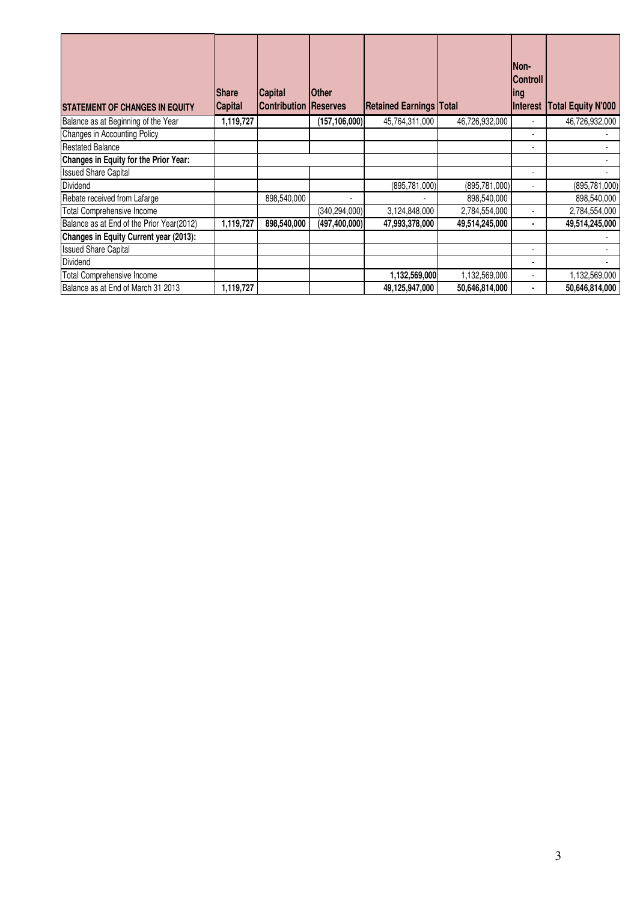| STATEMENT OF CHANGES IN EQUITY | Share Capital | Capital Contribution | Other Reserves | Retained Earnings | Total | Non-Controlling Interest | Total Equity N'000 |
|---|---|---|---|---|---|---|---|
| Balance as at Beginning of the Year | **1,119,727** | | **(157,106,000)** | 45,764,311,000 | 46,726,932,000 | - | 46,726,932,000 |
| Changes in Accounting Policy | | | | | | - | - |
| Restated Balance | | | | | | - | - |
| **Changes in Equity for the Prior Year:** | | | | | | | - |
| Issued Share Capital | | | | | | - | - |
| Dividend | | | | (895,781,000) | (895,781,000) | - | (895,781,000) |
| Rebate received from Lafarge | | 898,540,000 | - | - | 898,540,000 | | 898,540,000 |
| Total Comprehensive Income | | | (340,294,000) | 3,124,848,000 | 2,784,554,000 | - | 2,784,554,000 |
| Balance as at End of the Prior Year(2012) | **1,119,727** | **898,540,000** | **(497,400,000)** | **47,993,378,000** | **49,514,245,000** | **-** | **49,514,245,000** |
| **Changes in Equity Current year (2013):** | | | | | | | - |
| Issued Share Capital | | | | | | - | - |
| Dividend | | | | | | - | - |
| Total Comprehensive Income | | | | **1,132,569,000** | 1,132,569,000 | - | 1,132,569,000 |
| Balance as at End of March 31 2013 | **1,119,727** | | | **49,125,947,000** | **50,646,814,000** | **-** | **50,646,814,000** |